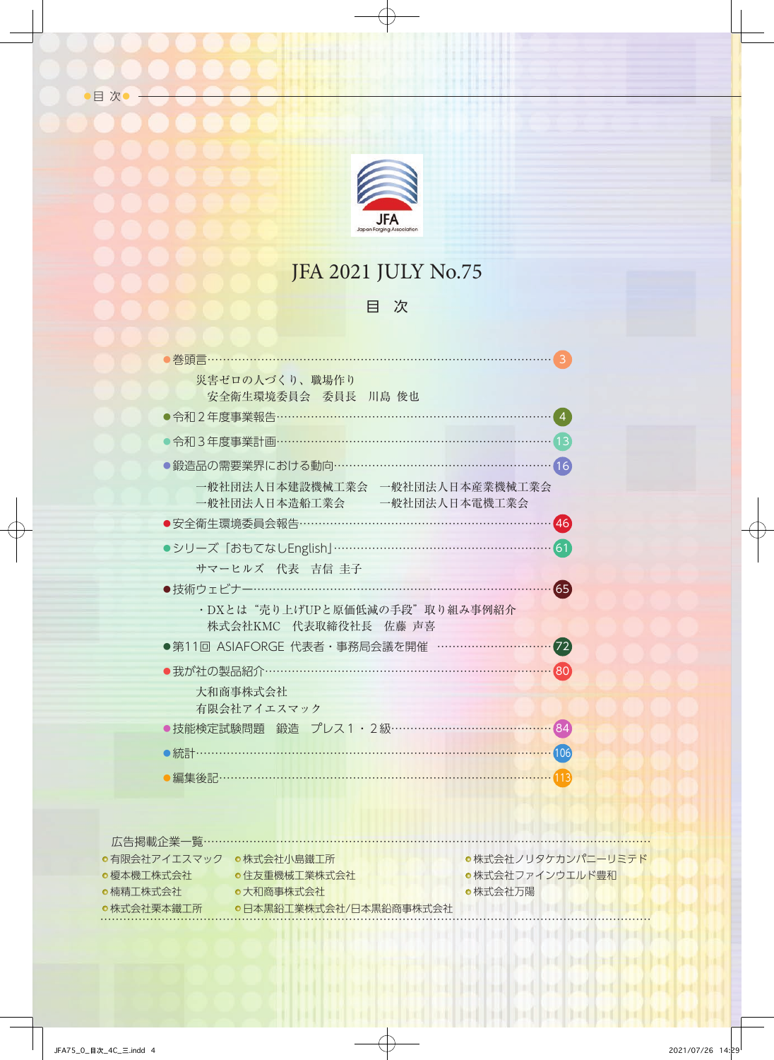# JFA 2021 JULY No.75

## 目　次

- 巻頭言……………………………………………………………………………… 3
  - 災害ゼロの人づくり、職場作り
  - 安全衛生環境委員会　委員長　川島 俊也
- 令和２年度事業報告……………………………………………………………… 4
- 令和３年度事業計画……………………………………………………………… 13
- 鍛造品の需要業界における動向………………………………………………… 16
  - 一般社団法人日本建設機械工業会　一般社団法人日本産業機械工業会
  - 一般社団法人日本造船工業会　　　一般社団法人日本電機工業会
- 安全衛生環境委員会報告………………………………………………………… 46
- シリーズ「おもてなしEnglish」………………………………………………… 61
  - サマーヒルズ　代表　吉信 圭子
- 技術ウェビナー…………………………………………………………………… 65
  - ・DXとは“売り上げUPと原価低減の手段”取り組み事例紹介
  - 株式会社KMC　代表取締役社長　佐藤 声喜
- 第11回 ASIAFORGE 代表者・事務局会議を開催 ………………………… 72
- 我が社の製品紹介………………………………………………………………… 80
  - 大和商事株式会社
  - 有限会社アイエスマック
- 技能検定試験問題　鍛造　プレス１・２級…………………………………… 84
- 統計………………………………………………………………………………… 106
- 編集後記…………………………………………………………………………… 113

広告掲載企業一覧……………………………………………………………………

- 有限会社アイエスマック
- 榎本機工株式会社
- 楠精工株式会社
- 株式会社栗本鐵工所
- 株式会社小島鐵工所
- 住友重機械工業株式会社
- 大和商事株式会社
- 日本黒鉛工業株式会社/日本黒鉛商事株式会社
- 株式会社ノリタケカンパニーリミテド
- 株式会社ファインウエルド豊和
- 株式会社万陽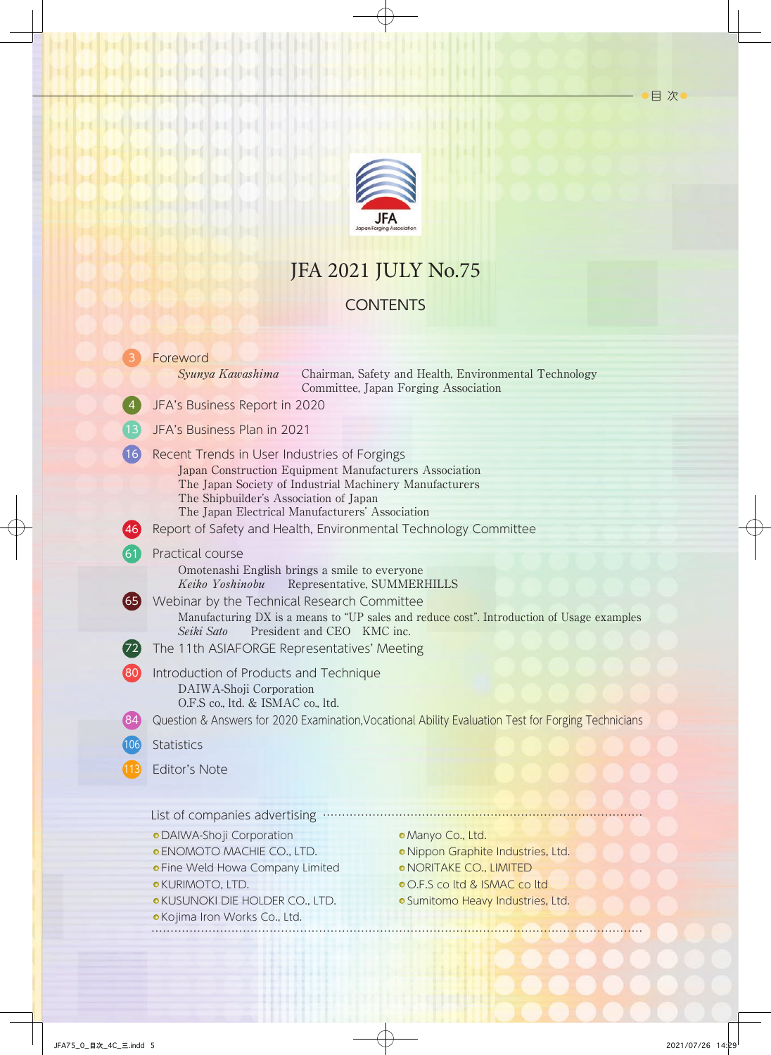JFA
Japan Forging Association

# JFA 2021 JULY No.75

## CONTENTS

3 Foreword
*Syunya Kawashima* Chairman, Safety and Health, Environmental Technology Committee, Japan Forging Association

4 JFA's Business Report in 2020

13 JFA's Business Plan in 2021

16 Recent Trends in User Industries of Forgings
Japan Construction Equipment Manufacturers Association
The Japan Society of Industrial Machinery Manufacturers
The Shipbuilder's Association of Japan
The Japan Electrical Manufacturers' Association

46 Report of Safety and Health, Environmental Technology Committee

61 Practical course
Omotenashi English brings a smile to everyone
*Keiko Yoshinobu* Representative, SUMMERHILLS

65 Webinar by the Technical Research Committee
Manufacturing DX is a means to "UP sales and reduce cost". Introduction of Usage examples
*Seiki Sato* President and CEO KMC inc.

72 The 11th ASIAFORGE Representatives' Meeting

80 Introduction of Products and Technique
DAIWA-Shoji Corporation
O.F.S co., ltd. & ISMAC co., ltd.

84 Question & Answers for 2020 Examination,Vocational Ability Evaluation Test for Forging Technicians

106 Statistics

113 Editor's Note

List of companies advertising

- DAIWA-Shoji Corporation
- ENOMOTO MACHIE CO., LTD.
- Fine Weld Howa Company Limited
- KURIMOTO, LTD.
- KUSUNOKI DIE HOLDER CO., LTD.
- Kojima Iron Works Co., Ltd.
- Manyo Co., Ltd.
- Nippon Graphite Industries, Ltd.
- NORITAKE CO., LIMITED
- O.F.S co ltd & ISMAC co ltd
- Sumitomo Heavy Industries, Ltd.